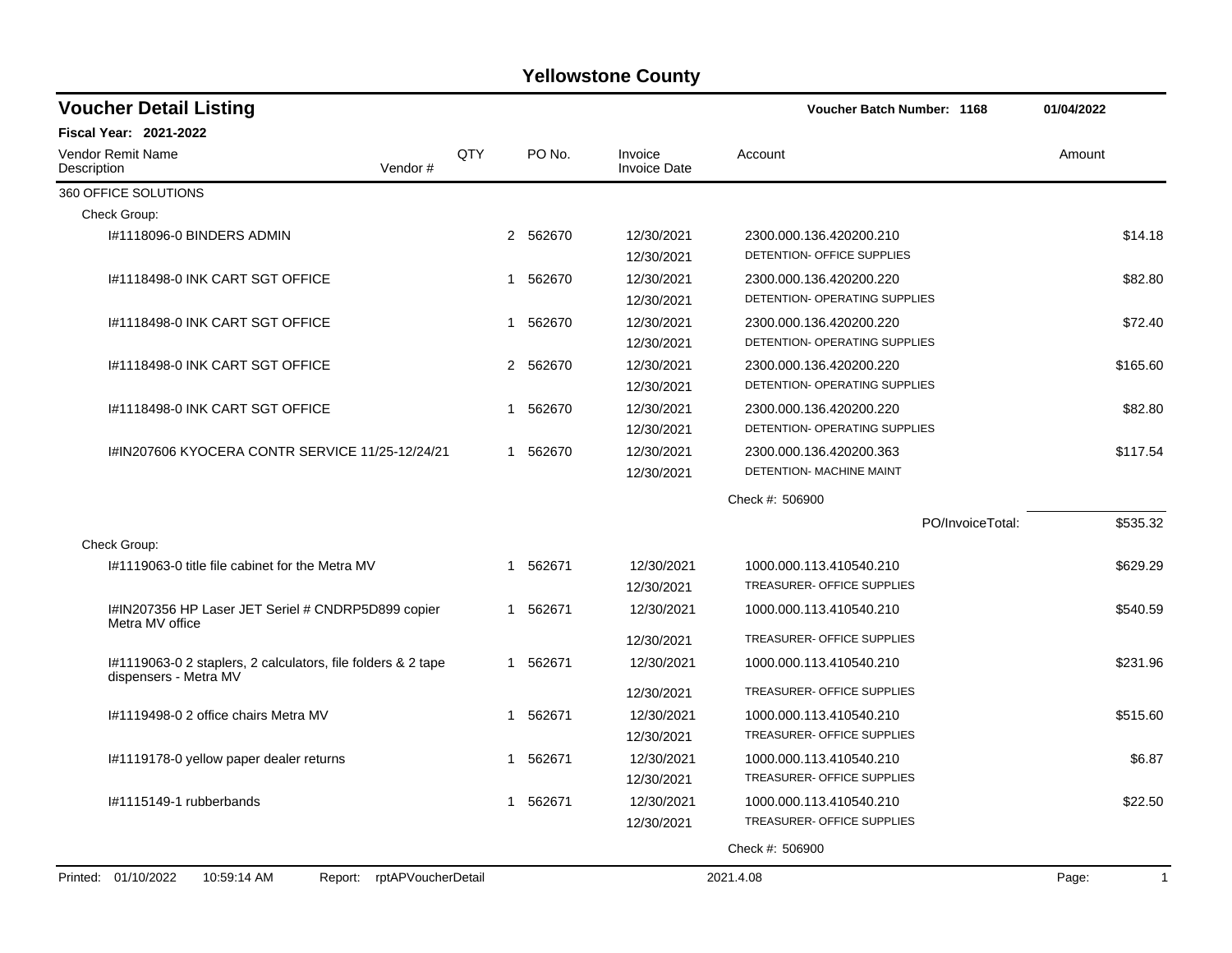# Yellowstone County

## Voucher Detail Listing

**Voucher Batch Number: 1168** 01/04/2022

**Fiscal Year: 2021-2022**

| Vendor Remit Name / Description | Vendor # | QTY | PO No. | Invoice / Invoice Date | Account | Amount |
|---|---|---|---|---|---|---|
| 360 OFFICE SOLUTIONS | | | | | | |
| Check Group: | | | | | | |
| I#1118096-0 BINDERS ADMIN | | 2 | 562670 | 12/30/2021 / 12/30/2021 | 2300.000.136.420200.210 DETENTION- OFFICE SUPPLIES | $14.18 |
| I#1118498-0 INK CART SGT OFFICE | | 1 | 562670 | 12/30/2021 / 12/30/2021 | 2300.000.136.420200.220 DETENTION- OPERATING SUPPLIES | $82.80 |
| I#1118498-0 INK CART SGT OFFICE | | 1 | 562670 | 12/30/2021 / 12/30/2021 | 2300.000.136.420200.220 DETENTION- OPERATING SUPPLIES | $72.40 |
| I#1118498-0 INK CART SGT OFFICE | | 2 | 562670 | 12/30/2021 / 12/30/2021 | 2300.000.136.420200.220 DETENTION- OPERATING SUPPLIES | $165.60 |
| I#1118498-0 INK CART SGT OFFICE | | 1 | 562670 | 12/30/2021 / 12/30/2021 | 2300.000.136.420200.220 DETENTION- OPERATING SUPPLIES | $82.80 |
| I#IN207606 KYOCERA CONTR SERVICE 11/25-12/24/21 | | 1 | 562670 | 12/30/2021 / 12/30/2021 | 2300.000.136.420200.363 DETENTION- MACHINE MAINT | $117.54 |
| | | | | | Check #: 506900 | |
| | | | | | PO/InvoiceTotal: | $535.32 |
| Check Group: | | | | | | |
| I#1119063-0 title file cabinet for the Metra MV | | 1 | 562671 | 12/30/2021 / 12/30/2021 | 1000.000.113.410540.210 TREASURER- OFFICE SUPPLIES | $629.29 |
| I#IN207356 HP Laser JET Seriel # CNDRP5D899 copier Metra MV office | | 1 | 562671 | 12/30/2021 / 12/30/2021 | 1000.000.113.410540.210 TREASURER- OFFICE SUPPLIES | $540.59 |
| I#1119063-0 2 staplers, 2 calculators, file folders & 2 tape dispensers - Metra MV | | 1 | 562671 | 12/30/2021 / 12/30/2021 | 1000.000.113.410540.210 TREASURER- OFFICE SUPPLIES | $231.96 |
| I#1119498-0 2 office chairs Metra MV | | 1 | 562671 | 12/30/2021 / 12/30/2021 | 1000.000.113.410540.210 TREASURER- OFFICE SUPPLIES | $515.60 |
| I#1119178-0 yellow paper dealer returns | | 1 | 562671 | 12/30/2021 / 12/30/2021 | 1000.000.113.410540.210 TREASURER- OFFICE SUPPLIES | $6.87 |
| I#1115149-1 rubberbands | | 1 | 562671 | 12/30/2021 / 12/30/2021 | 1000.000.113.410540.210 TREASURER- OFFICE SUPPLIES | $22.50 |
| | | | | | Check #: 506900 | |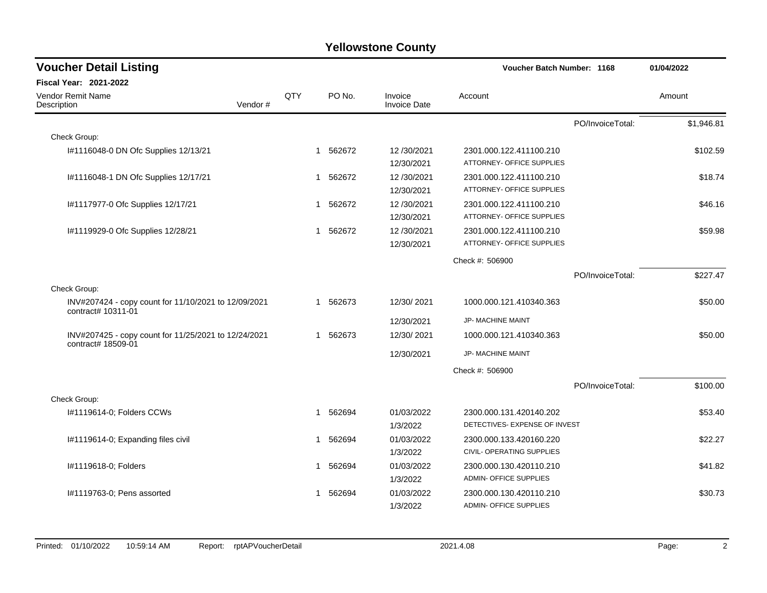# Yellowstone County

## Voucher Detail Listing

**Voucher Batch Number: 1168** — 01/04/2022

**Fiscal Year: 2021-2022**

| Vendor Remit Name / Description | Vendor # | QTY | PO No. | Invoice / Invoice Date | Account | Amount |
|---|---|---|---|---|---|---|
| | | | | | PO/InvoiceTotal: | $1,946.81 |
| Check Group: | | | | | | |
| I#1116048-0 DN Ofc Supplies 12/13/21 | | 1 | 562672 | 12 /30/2021 / 12/30/2021 | 2301.000.122.411100.210 ATTORNEY- OFFICE SUPPLIES | $102.59 |
| I#1116048-1 DN Ofc Supplies 12/17/21 | | 1 | 562672 | 12 /30/2021 / 12/30/2021 | 2301.000.122.411100.210 ATTORNEY- OFFICE SUPPLIES | $18.74 |
| I#1117977-0 Ofc Supplies 12/17/21 | | 1 | 562672 | 12 /30/2021 / 12/30/2021 | 2301.000.122.411100.210 ATTORNEY- OFFICE SUPPLIES | $46.16 |
| I#1119929-0 Ofc Supplies 12/28/21 | | 1 | 562672 | 12 /30/2021 / 12/30/2021 | 2301.000.122.411100.210 ATTORNEY- OFFICE SUPPLIES | $59.98 |
| | | | | | Check #: 506900 | |
| | | | | | PO/InvoiceTotal: | $227.47 |
| Check Group: | | | | | | |
| INV#207424 - copy count for 11/10/2021 to 12/09/2021 contract# 10311-01 | | 1 | 562673 | 12/30/ 2021 / 12/30/2021 | 1000.000.121.410340.363 JP- MACHINE MAINT | $50.00 |
| INV#207425 - copy count for 11/25/2021 to 12/24/2021 contract# 18509-01 | | 1 | 562673 | 12/30/ 2021 / 12/30/2021 | 1000.000.121.410340.363 JP- MACHINE MAINT | $50.00 |
| | | | | | Check #: 506900 | |
| | | | | | PO/InvoiceTotal: | $100.00 |
| Check Group: | | | | | | |
| I#1119614-0; Folders CCWs | | 1 | 562694 | 01/03/2022 / 1/3/2022 | 2300.000.131.420140.202 DETECTIVES- EXPENSE OF INVEST | $53.40 |
| I#1119614-0; Expanding files civil | | 1 | 562694 | 01/03/2022 / 1/3/2022 | 2300.000.133.420160.220 CIVIL- OPERATING SUPPLIES | $22.27 |
| I#1119618-0; Folders | | 1 | 562694 | 01/03/2022 / 1/3/2022 | 2300.000.130.420110.210 ADMIN- OFFICE SUPPLIES | $41.82 |
| I#1119763-0; Pens assorted | | 1 | 562694 | 01/03/2022 / 1/3/2022 | 2300.000.130.420110.210 ADMIN- OFFICE SUPPLIES | $30.73 |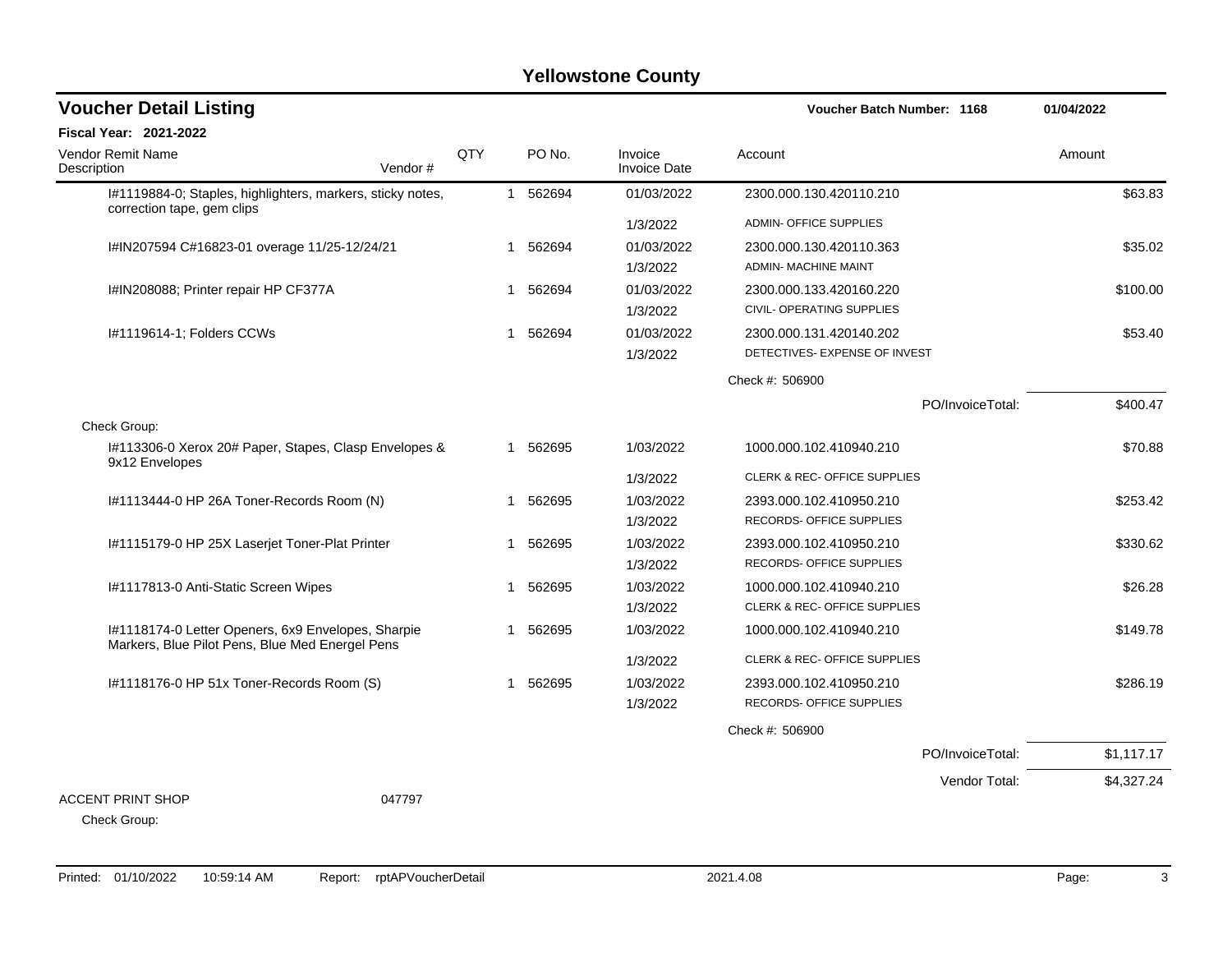# Yellowstone County

## Voucher Detail Listing

**Voucher Batch Number: 1168** | **01/04/2022**

**Fiscal Year: 2021-2022**

| Vendor Remit Name / Description | Vendor # | QTY | PO No. | Invoice / Invoice Date | Account | Amount |
|---|---|---|---|---|---|---|
| I#1119884-0; Staples, highlighters, markers, sticky notes, correction tape, gem clips | | 1 | 562694 | 01/03/2022 | 2300.000.130.420110.210 | $63.83 |
| | | | | 1/3/2022 | ADMIN- OFFICE SUPPLIES | |
| I#IN207594 C#16823-01 overage 11/25-12/24/21 | | 1 | 562694 | 01/03/2022 | 2300.000.130.420110.363 | $35.02 |
| | | | | 1/3/2022 | ADMIN- MACHINE MAINT | |
| I#IN208088; Printer repair HP CF377A | | 1 | 562694 | 01/03/2022 | 2300.000.133.420160.220 | $100.00 |
| | | | | 1/3/2022 | CIVIL- OPERATING SUPPLIES | |
| I#1119614-1; Folders CCWs | | 1 | 562694 | 01/03/2022 | 2300.000.131.420140.202 | $53.40 |
| | | | | 1/3/2022 | DETECTIVES- EXPENSE OF INVEST | |
| | | | | | Check #: 506900 | |
| | | | | | PO/InvoiceTotal: | $400.47 |
| Check Group: | | | | | | |
| I#113306-0 Xerox 20# Paper, Stapes, Clasp Envelopes & 9x12 Envelopes | | 1 | 562695 | 1/03/2022 | 1000.000.102.410940.210 | $70.88 |
| | | | | 1/3/2022 | CLERK & REC- OFFICE SUPPLIES | |
| I#1113444-0 HP 26A Toner-Records Room (N) | | 1 | 562695 | 1/03/2022 | 2393.000.102.410950.210 | $253.42 |
| | | | | 1/3/2022 | RECORDS- OFFICE SUPPLIES | |
| I#1115179-0 HP 25X Laserjet Toner-Plat Printer | | 1 | 562695 | 1/03/2022 | 2393.000.102.410950.210 | $330.62 |
| | | | | 1/3/2022 | RECORDS- OFFICE SUPPLIES | |
| I#1117813-0 Anti-Static Screen Wipes | | 1 | 562695 | 1/03/2022 | 1000.000.102.410940.210 | $26.28 |
| | | | | 1/3/2022 | CLERK & REC- OFFICE SUPPLIES | |
| I#1118174-0 Letter Openers, 6x9 Envelopes, Sharpie Markers, Blue Pilot Pens, Blue Med Energel Pens | | 1 | 562695 | 1/03/2022 | 1000.000.102.410940.210 | $149.78 |
| | | | | 1/3/2022 | CLERK & REC- OFFICE SUPPLIES | |
| I#1118176-0 HP 51x Toner-Records Room (S) | | 1 | 562695 | 1/03/2022 | 2393.000.102.410950.210 | $286.19 |
| | | | | 1/3/2022 | RECORDS- OFFICE SUPPLIES | |
| | | | | | Check #: 506900 | |
| | | | | | PO/InvoiceTotal: | $1,117.17 |
| | | | | | Vendor Total: | $4,327.24 |
| ACCENT PRINT SHOP | 047797 | | | | | |
| Check Group: | | | | | | |

Printed: 01/10/2022 10:59:14 AM Report: rptAPVoucherDetail 2021.4.08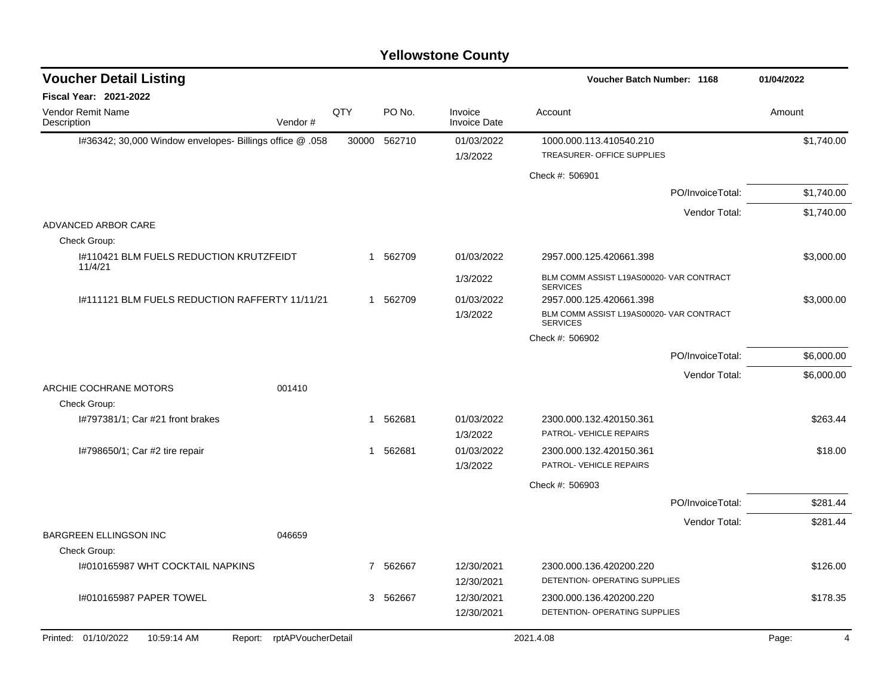# Yellowstone County

## Voucher Detail Listing

**Voucher Batch Number: 1168** | **01/04/2022**

**Fiscal Year: 2021-2022**

| Vendor Remit Name / Description | Vendor # | QTY | PO No. | Invoice / Invoice Date | Account | Amount |
|---|---|---|---|---|---|---|
| I#36342; 30,000 Window envelopes- Billings office @ .058 | | 30000 | 562710 | 01/03/2022 | 1000.000.113.410540.210 | $1,740.00 |
| | | | | 1/3/2022 | TREASURER- OFFICE SUPPLIES | |
| | | | | | Check #: 506901 | |
| | | | | | PO/InvoiceTotal: | $1,740.00 |
| | | | | | Vendor Total: | $1,740.00 |
| ADVANCED ARBOR CARE | | | | | | |
| Check Group: | | | | | | |
| I#110421 BLM FUELS REDUCTION KRUTZFEIDT 11/4/21 | | 1 | 562709 | 01/03/2022 | 2957.000.125.420661.398 | $3,000.00 |
| | | | | 1/3/2022 | BLM COMM ASSIST L19AS00020- VAR CONTRACT SERVICES | |
| I#111121 BLM FUELS REDUCTION RAFFERTY 11/11/21 | | 1 | 562709 | 01/03/2022 | 2957.000.125.420661.398 | $3,000.00 |
| | | | | 1/3/2022 | BLM COMM ASSIST L19AS00020- VAR CONTRACT SERVICES | |
| | | | | | Check #: 506902 | |
| | | | | | PO/InvoiceTotal: | $6,000.00 |
| | | | | | Vendor Total: | $6,000.00 |
| ARCHIE COCHRANE MOTORS | 001410 | | | | | |
| Check Group: | | | | | | |
| I#797381/1; Car #21 front brakes | | 1 | 562681 | 01/03/2022 | 2300.000.132.420150.361 | $263.44 |
| | | | | 1/3/2022 | PATROL- VEHICLE REPAIRS | |
| I#798650/1; Car #2 tire repair | | 1 | 562681 | 01/03/2022 | 2300.000.132.420150.361 | $18.00 |
| | | | | 1/3/2022 | PATROL- VEHICLE REPAIRS | |
| | | | | | Check #: 506903 | |
| | | | | | PO/InvoiceTotal: | $281.44 |
| | | | | | Vendor Total: | $281.44 |
| BARGREEN ELLINGSON INC | 046659 | | | | | |
| Check Group: | | | | | | |
| I#010165987 WHT COCKTAIL NAPKINS | | 7 | 562667 | 12/30/2021 | 2300.000.136.420200.220 | $126.00 |
| | | | | 12/30/2021 | DETENTION- OPERATING SUPPLIES | |
| I#010165987 PAPER TOWEL | | 3 | 562667 | 12/30/2021 | 2300.000.136.420200.220 | $178.35 |
| | | | | 12/30/2021 | DETENTION- OPERATING SUPPLIES | |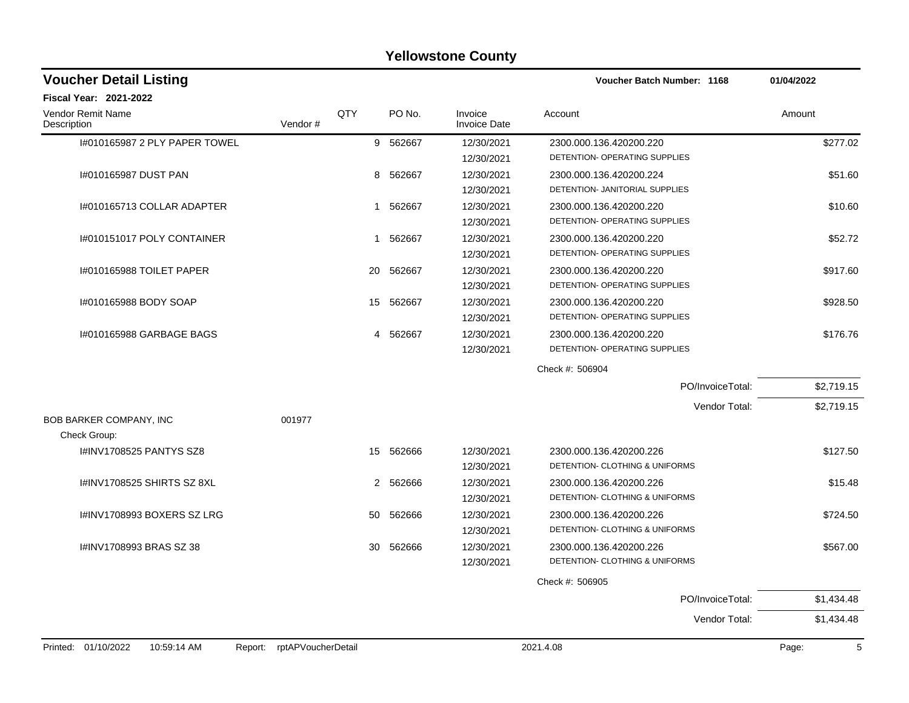# Yellowstone County

## Voucher Detail Listing

**Voucher Batch Number: 1168** **01/04/2022**

**Fiscal Year: 2021-2022**

| Vendor Remit Name / Description | Vendor # | QTY | PO No. | Invoice / Invoice Date | Account | Amount |
|---|---|---|---|---|---|---|
| I#010165987 2 PLY PAPER TOWEL | | 9 | 562667 | 12/30/2021 / 12/30/2021 | 2300.000.136.420200.220 DETENTION- OPERATING SUPPLIES | $277.02 |
| I#010165987 DUST PAN | | 8 | 562667 | 12/30/2021 / 12/30/2021 | 2300.000.136.420200.224 DETENTION- JANITORIAL SUPPLIES | $51.60 |
| I#010165713 COLLAR ADAPTER | | 1 | 562667 | 12/30/2021 / 12/30/2021 | 2300.000.136.420200.220 DETENTION- OPERATING SUPPLIES | $10.60 |
| I#010151017 POLY CONTAINER | | 1 | 562667 | 12/30/2021 / 12/30/2021 | 2300.000.136.420200.220 DETENTION- OPERATING SUPPLIES | $52.72 |
| I#010165988 TOILET PAPER | | 20 | 562667 | 12/30/2021 / 12/30/2021 | 2300.000.136.420200.220 DETENTION- OPERATING SUPPLIES | $917.60 |
| I#010165988 BODY SOAP | | 15 | 562667 | 12/30/2021 / 12/30/2021 | 2300.000.136.420200.220 DETENTION- OPERATING SUPPLIES | $928.50 |
| I#010165988 GARBAGE BAGS | | 4 | 562667 | 12/30/2021 / 12/30/2021 | 2300.000.136.420200.220 DETENTION- OPERATING SUPPLIES | $176.76 |
| | | | | | Check #: 506904 | |
| | | | | | PO/InvoiceTotal: | $2,719.15 |
| | | | | | Vendor Total: | $2,719.15 |
| BOB BARKER COMPANY, INC | 001977 | | | | | |
| Check Group: | | | | | | |
| I#INV1708525 PANTYS SZ8 | | 15 | 562666 | 12/30/2021 / 12/30/2021 | 2300.000.136.420200.226 DETENTION- CLOTHING & UNIFORMS | $127.50 |
| I#INV1708525 SHIRTS SZ 8XL | | 2 | 562666 | 12/30/2021 / 12/30/2021 | 2300.000.136.420200.226 DETENTION- CLOTHING & UNIFORMS | $15.48 |
| I#INV1708993 BOXERS SZ LRG | | 50 | 562666 | 12/30/2021 / 12/30/2021 | 2300.000.136.420200.226 DETENTION- CLOTHING & UNIFORMS | $724.50 |
| I#INV1708993 BRAS SZ 38 | | 30 | 562666 | 12/30/2021 / 12/30/2021 | 2300.000.136.420200.226 DETENTION- CLOTHING & UNIFORMS | $567.00 |
| | | | | | Check #: 506905 | |
| | | | | | PO/InvoiceTotal: | $1,434.48 |
| | | | | | Vendor Total: | $1,434.48 |

Printed: 01/10/2022 10:59:14 AM Report: rptAPVoucherDetail 2021.4.08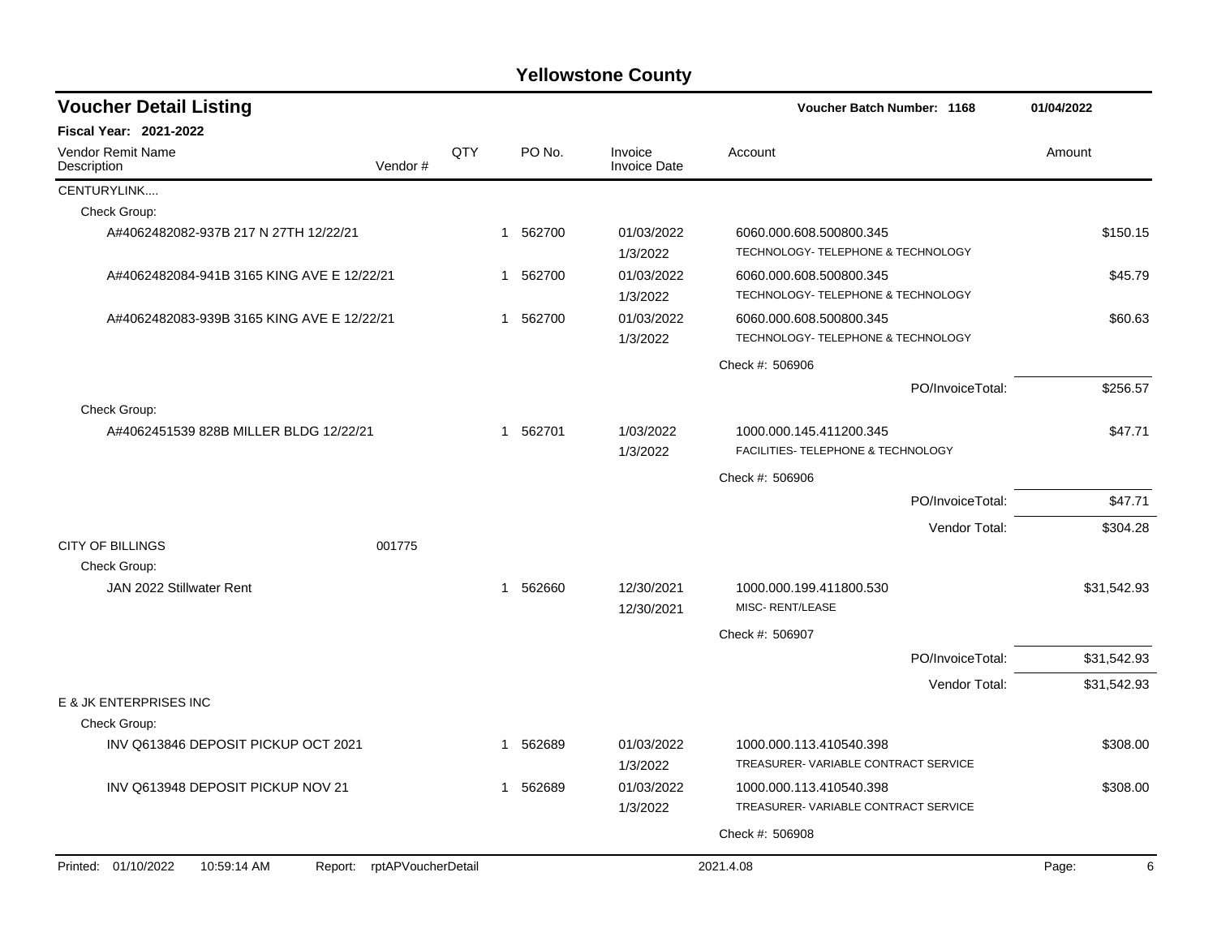# Yellowstone County

## Voucher Detail Listing

**Voucher Batch Number: 1168** — 01/04/2022

**Fiscal Year: 2021-2022**

| Vendor Remit Name / Description | Vendor # | QTY | PO No. | Invoice / Invoice Date | Account | Amount |
|---|---|---|---|---|---|---|
| CENTURYLINK.... | | | | | | |
| Check Group: | | | | | | |
| A#4062482082-937B 217 N 27TH 12/22/21 | | 1 | 562700 | 01/03/2022 1/3/2022 | 6060.000.608.500800.345 TECHNOLOGY- TELEPHONE & TECHNOLOGY | $150.15 |
| A#4062482084-941B 3165 KING AVE E 12/22/21 | | 1 | 562700 | 01/03/2022 1/3/2022 | 6060.000.608.500800.345 TECHNOLOGY- TELEPHONE & TECHNOLOGY | $45.79 |
| A#4062482083-939B 3165 KING AVE E 12/22/21 | | 1 | 562700 | 01/03/2022 1/3/2022 | 6060.000.608.500800.345 TECHNOLOGY- TELEPHONE & TECHNOLOGY | $60.63 |
| | | | | | Check #: 506906 | |
| | | | | | PO/InvoiceTotal: | $256.57 |
| Check Group: | | | | | | |
| A#4062451539 828B MILLER BLDG 12/22/21 | | 1 | 562701 | 1/03/2022 1/3/2022 | 1000.000.145.411200.345 FACILITIES- TELEPHONE & TECHNOLOGY | $47.71 |
| | | | | | Check #: 506906 | |
| | | | | | PO/InvoiceTotal: | $47.71 |
| | | | | | Vendor Total: | $304.28 |
| CITY OF BILLINGS | 001775 | | | | | |
| Check Group: | | | | | | |
| JAN 2022 Stillwater Rent | | 1 | 562660 | 12/30/2021 12/30/2021 | 1000.000.199.411800.530 MISC- RENT/LEASE | $31,542.93 |
| | | | | | Check #: 506907 | |
| | | | | | PO/InvoiceTotal: | $31,542.93 |
| | | | | | Vendor Total: | $31,542.93 |
| E & JK ENTERPRISES INC | | | | | | |
| Check Group: | | | | | | |
| INV Q613846 DEPOSIT PICKUP OCT 2021 | | 1 | 562689 | 01/03/2022 1/3/2022 | 1000.000.113.410540.398 TREASURER- VARIABLE CONTRACT SERVICE | $308.00 |
| INV Q613948 DEPOSIT PICKUP NOV 21 | | 1 | 562689 | 01/03/2022 1/3/2022 | 1000.000.113.410540.398 TREASURER- VARIABLE CONTRACT SERVICE | $308.00 |
| | | | | | Check #: 506908 | |

Printed: 01/10/2022 10:59:14 AM Report: rptAPVoucherDetail 2021.4.08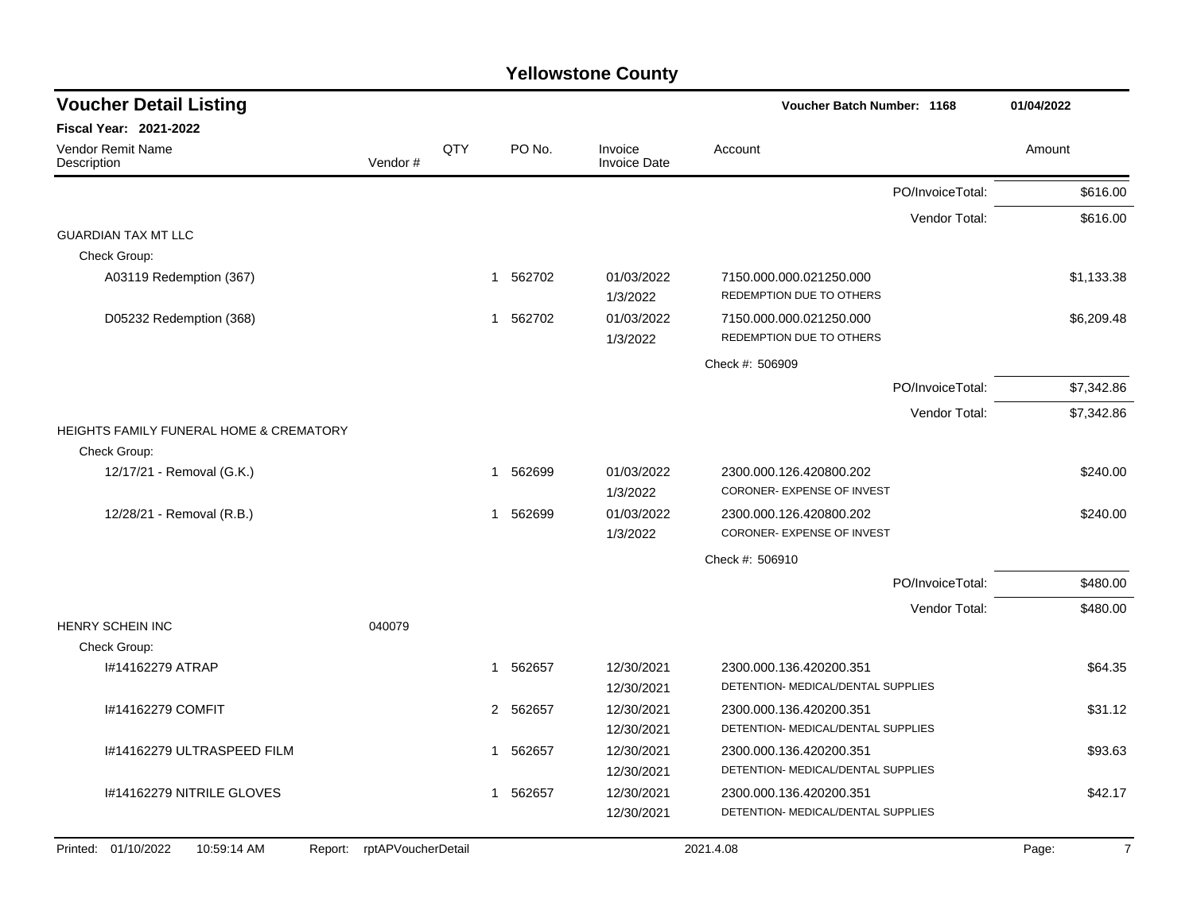# Yellowstone County

## Voucher Detail Listing

**Voucher Batch Number: 1168** | **01/04/2022**

**Fiscal Year: 2021-2022**

| Vendor Remit Name / Description | Vendor # | QTY | PO No. | Invoice / Invoice Date | Account | Amount |
|---|---|---|---|---|---|---|
| | | | | | PO/InvoiceTotal: | $616.00 |
| | | | | | Vendor Total: | $616.00 |
| GUARDIAN TAX MT LLC | | | | | | |
| Check Group: | | | | | | |
| A03119 Redemption (367) | | 1 | 562702 | 01/03/2022<br>1/3/2022 | 7150.000.000.021250.000<br>REDEMPTION DUE TO OTHERS | $1,133.38 |
| D05232 Redemption (368) | | 1 | 562702 | 01/03/2022<br>1/3/2022 | 7150.000.000.021250.000<br>REDEMPTION DUE TO OTHERS | $6,209.48 |
| | | | | | Check #: 506909 | |
| | | | | | PO/InvoiceTotal: | $7,342.86 |
| | | | | | Vendor Total: | $7,342.86 |
| HEIGHTS FAMILY FUNERAL HOME & CREMATORY | | | | | | |
| Check Group: | | | | | | |
| 12/17/21 - Removal (G.K.) | | 1 | 562699 | 01/03/2022<br>1/3/2022 | 2300.000.126.420800.202<br>CORONER- EXPENSE OF INVEST | $240.00 |
| 12/28/21 - Removal (R.B.) | | 1 | 562699 | 01/03/2022<br>1/3/2022 | 2300.000.126.420800.202<br>CORONER- EXPENSE OF INVEST | $240.00 |
| | | | | | Check #: 506910 | |
| | | | | | PO/InvoiceTotal: | $480.00 |
| | | | | | Vendor Total: | $480.00 |
| HENRY SCHEIN INC | 040079 | | | | | |
| Check Group: | | | | | | |
| I#14162279 ATRAP | | 1 | 562657 | 12/30/2021<br>12/30/2021 | 2300.000.136.420200.351<br>DETENTION- MEDICAL/DENTAL SUPPLIES | $64.35 |
| I#14162279 COMFIT | | 2 | 562657 | 12/30/2021<br>12/30/2021 | 2300.000.136.420200.351<br>DETENTION- MEDICAL/DENTAL SUPPLIES | $31.12 |
| I#14162279 ULTRASPEED FILM | | 1 | 562657 | 12/30/2021<br>12/30/2021 | 2300.000.136.420200.351<br>DETENTION- MEDICAL/DENTAL SUPPLIES | $93.63 |
| I#14162279 NITRILE GLOVES | | 1 | 562657 | 12/30/2021<br>12/30/2021 | 2300.000.136.420200.351<br>DETENTION- MEDICAL/DENTAL SUPPLIES | $42.17 |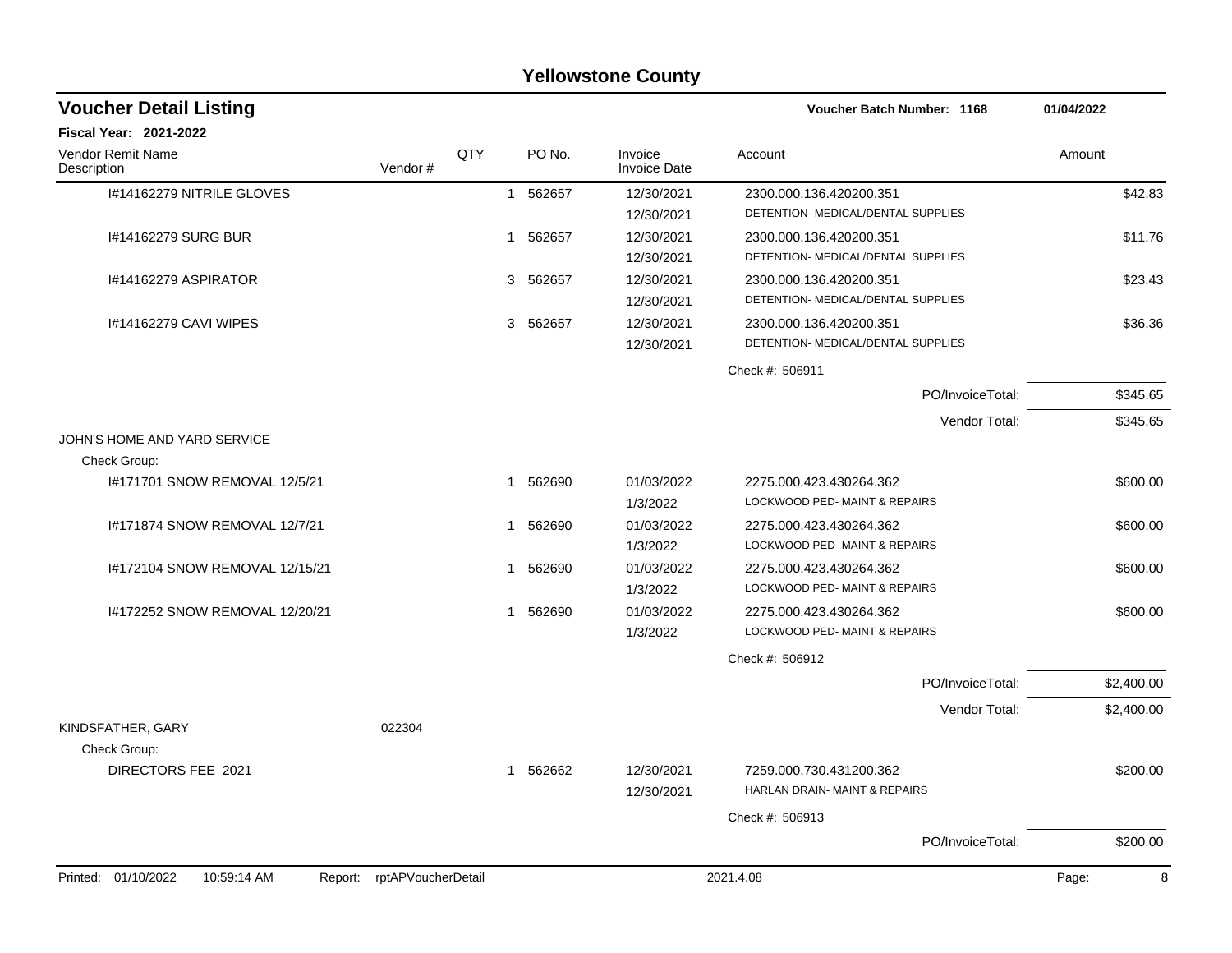# Yellowstone County

## Voucher Detail Listing

**Voucher Batch Number: 1168** — 01/04/2022

**Fiscal Year: 2021-2022**

| Vendor Remit Name / Description | Vendor # | QTY | PO No. | Invoice / Invoice Date | Account | Amount |
|---|---|---|---|---|---|---|
| I#14162279 NITRILE GLOVES | | 1 | 562657 | 12/30/2021<br>12/30/2021 | 2300.000.136.420200.351<br>DETENTION- MEDICAL/DENTAL SUPPLIES | $42.83 |
| I#14162279 SURG BUR | | 1 | 562657 | 12/30/2021<br>12/30/2021 | 2300.000.136.420200.351<br>DETENTION- MEDICAL/DENTAL SUPPLIES | $11.76 |
| I#14162279 ASPIRATOR | | 3 | 562657 | 12/30/2021<br>12/30/2021 | 2300.000.136.420200.351<br>DETENTION- MEDICAL/DENTAL SUPPLIES | $23.43 |
| I#14162279 CAVI WIPES | | 3 | 562657 | 12/30/2021<br>12/30/2021 | 2300.000.136.420200.351<br>DETENTION- MEDICAL/DENTAL SUPPLIES | $36.36 |
| | | | | | Check #: 506911 | |
| | | | | | PO/InvoiceTotal: | $345.65 |
| | | | | | Vendor Total: | $345.65 |
| JOHN'S HOME AND YARD SERVICE | | | | | | |
| Check Group: | | | | | | |
| I#171701 SNOW REMOVAL 12/5/21 | | 1 | 562690 | 01/03/2022<br>1/3/2022 | 2275.000.423.430264.362<br>LOCKWOOD PED- MAINT & REPAIRS | $600.00 |
| I#171874 SNOW REMOVAL 12/7/21 | | 1 | 562690 | 01/03/2022<br>1/3/2022 | 2275.000.423.430264.362<br>LOCKWOOD PED- MAINT & REPAIRS | $600.00 |
| I#172104 SNOW REMOVAL 12/15/21 | | 1 | 562690 | 01/03/2022<br>1/3/2022 | 2275.000.423.430264.362<br>LOCKWOOD PED- MAINT & REPAIRS | $600.00 |
| I#172252 SNOW REMOVAL 12/20/21 | | 1 | 562690 | 01/03/2022<br>1/3/2022 | 2275.000.423.430264.362<br>LOCKWOOD PED- MAINT & REPAIRS | $600.00 |
| | | | | | Check #: 506912 | |
| | | | | | PO/InvoiceTotal: | $2,400.00 |
| | | | | | Vendor Total: | $2,400.00 |
| KINDSFATHER, GARY | 022304 | | | | | |
| Check Group: | | | | | | |
| DIRECTORS FEE 2021 | | 1 | 562662 | 12/30/2021<br>12/30/2021 | 7259.000.730.431200.362<br>HARLAN DRAIN- MAINT & REPAIRS | $200.00 |
| | | | | | Check #: 506913 | |
| | | | | | PO/InvoiceTotal: | $200.00 |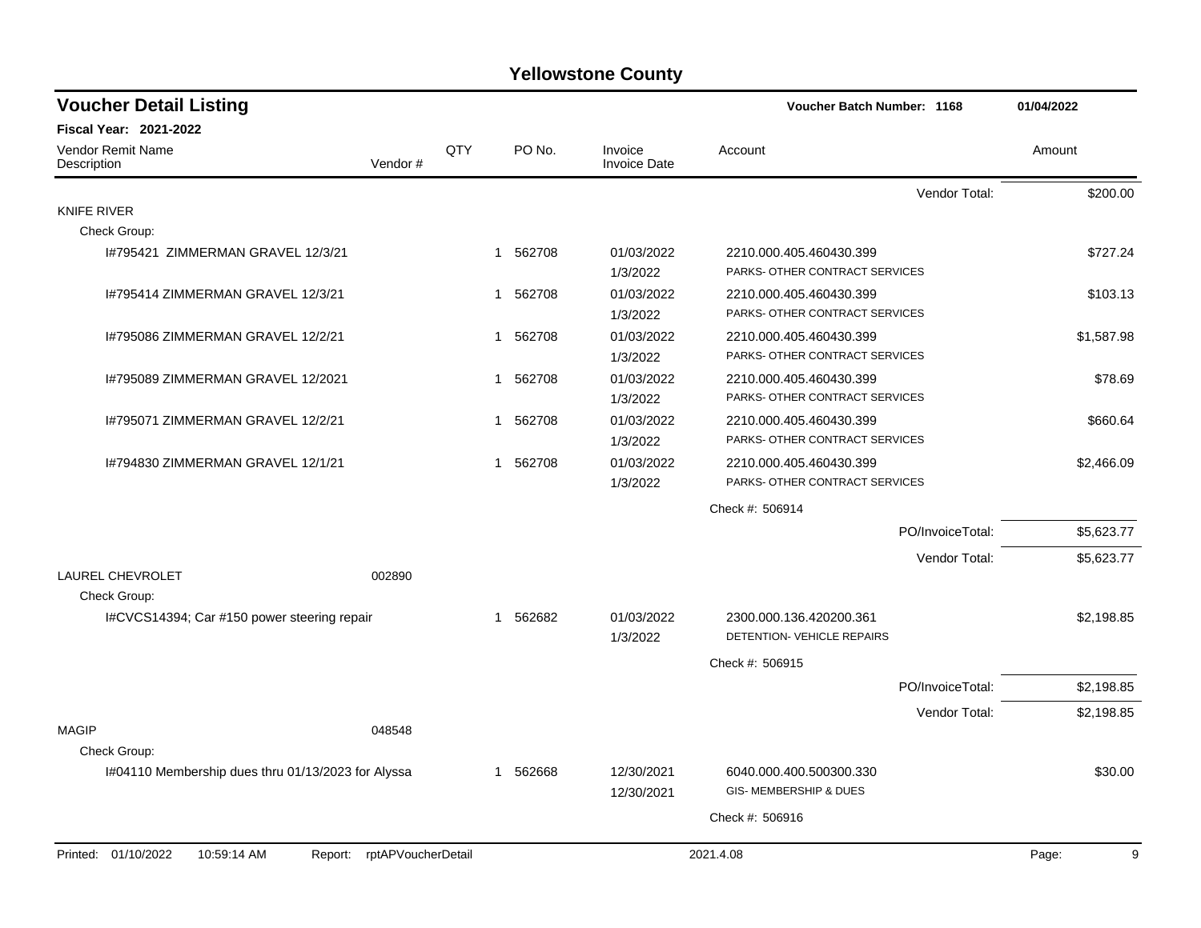# Yellowstone County

## Voucher Detail Listing

**Voucher Batch Number: 1168** — **01/04/2022**

**Fiscal Year: 2021-2022**

| Vendor Remit Name / Description | Vendor # | QTY | PO No. | Invoice / Invoice Date | Account | Amount |
|---|---|---|---|---|---|---|
| | | | | | Vendor Total: | $200.00 |
| KNIFE RIVER | | | | | | |
| Check Group: | | | | | | |
| I#795421 ZIMMERMAN GRAVEL 12/3/21 | | 1 | 562708 | 01/03/2022<br>1/3/2022 | 2210.000.405.460430.399<br>PARKS- OTHER CONTRACT SERVICES | $727.24 |
| I#795414 ZIMMERMAN GRAVEL 12/3/21 | | 1 | 562708 | 01/03/2022<br>1/3/2022 | 2210.000.405.460430.399<br>PARKS- OTHER CONTRACT SERVICES | $103.13 |
| I#795086 ZIMMERMAN GRAVEL 12/2/21 | | 1 | 562708 | 01/03/2022<br>1/3/2022 | 2210.000.405.460430.399<br>PARKS- OTHER CONTRACT SERVICES | $1,587.98 |
| I#795089 ZIMMERMAN GRAVEL 12/2021 | | 1 | 562708 | 01/03/2022<br>1/3/2022 | 2210.000.405.460430.399<br>PARKS- OTHER CONTRACT SERVICES | $78.69 |
| I#795071 ZIMMERMAN GRAVEL 12/2/21 | | 1 | 562708 | 01/03/2022<br>1/3/2022 | 2210.000.405.460430.399<br>PARKS- OTHER CONTRACT SERVICES | $660.64 |
| I#794830 ZIMMERMAN GRAVEL 12/1/21 | | 1 | 562708 | 01/03/2022<br>1/3/2022 | 2210.000.405.460430.399<br>PARKS- OTHER CONTRACT SERVICES | $2,466.09 |
| | | | | | Check #: 506914 | |
| | | | | | PO/InvoiceTotal: | $5,623.77 |
| | | | | | Vendor Total: | $5,623.77 |
| LAUREL CHEVROLET | 002890 | | | | | |
| Check Group: | | | | | | |
| I#CVCS14394; Car #150 power steering repair | | 1 | 562682 | 01/03/2022<br>1/3/2022 | 2300.000.136.420200.361<br>DETENTION- VEHICLE REPAIRS | $2,198.85 |
| | | | | | Check #: 506915 | |
| | | | | | PO/InvoiceTotal: | $2,198.85 |
| | | | | | Vendor Total: | $2,198.85 |
| MAGIP | 048548 | | | | | |
| Check Group: | | | | | | |
| I#04110 Membership dues thru 01/13/2023 for Alyssa | | 1 | 562668 | 12/30/2021<br>12/30/2021 | 6040.000.400.500300.330<br>GIS- MEMBERSHIP & DUES | $30.00 |
| | | | | | Check #: 506916 | |

Printed: 01/10/2022 10:59:14 AM Report: rptAPVoucherDetail 2021.4.08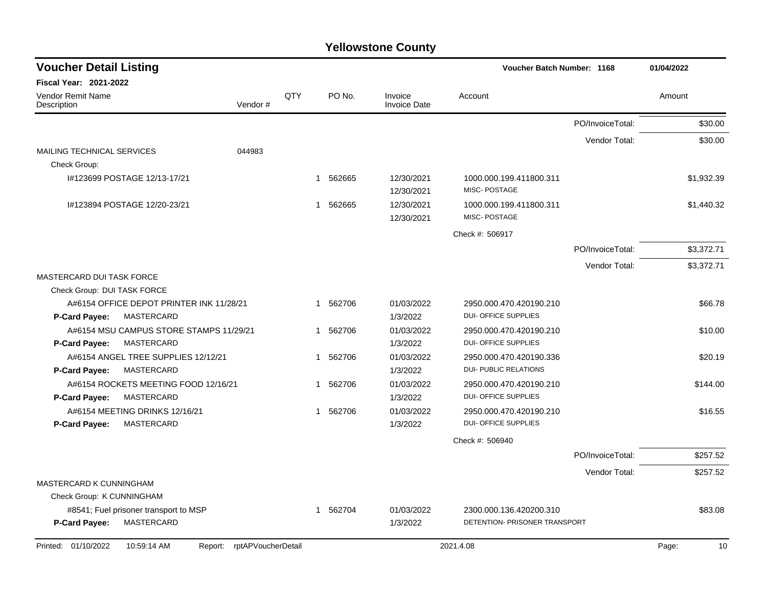# Yellowstone County

## Voucher Detail Listing

**Voucher Batch Number: 1168** | **01/04/2022**

**Fiscal Year: 2021-2022**

| Vendor Remit Name / Description | Vendor # | QTY | PO No. | Invoice / Invoice Date | Account | | Amount |
|---|---|---|---|---|---|---|---|
| | | | | | | PO/InvoiceTotal: | $30.00 |
| | | | | | | Vendor Total: | $30.00 |
| MAILING TECHNICAL SERVICES | 044983 | | | | | | |
| Check Group: | | | | | | | |
| I#123699 POSTAGE 12/13-17/21 | | 1 | 562665 | 12/30/2021 / 12/30/2021 | 1000.000.199.411800.311 MISC- POSTAGE | | $1,932.39 |
| I#123894 POSTAGE 12/20-23/21 | | 1 | 562665 | 12/30/2021 / 12/30/2021 | 1000.000.199.411800.311 MISC- POSTAGE | | $1,440.32 |
| | | | | | Check #: 506917 | | |
| | | | | | | PO/InvoiceTotal: | $3,372.71 |
| | | | | | | Vendor Total: | $3,372.71 |
| MASTERCARD DUI TASK FORCE | | | | | | | |
| Check Group: DUI TASK FORCE | | | | | | | |
| A#6154 OFFICE DEPOT PRINTER INK 11/28/21 **P-Card Payee:** MASTERCARD | | 1 | 562706 | 01/03/2022 / 1/3/2022 | 2950.000.470.420190.210 DUI- OFFICE SUPPLIES | | $66.78 |
| A#6154 MSU CAMPUS STORE STAMPS 11/29/21 **P-Card Payee:** MASTERCARD | | 1 | 562706 | 01/03/2022 / 1/3/2022 | 2950.000.470.420190.210 DUI- OFFICE SUPPLIES | | $10.00 |
| A#6154 ANGEL TREE SUPPLIES 12/12/21 **P-Card Payee:** MASTERCARD | | 1 | 562706 | 01/03/2022 / 1/3/2022 | 2950.000.470.420190.336 DUI- PUBLIC RELATIONS | | $20.19 |
| A#6154 ROCKETS MEETING FOOD 12/16/21 **P-Card Payee:** MASTERCARD | | 1 | 562706 | 01/03/2022 / 1/3/2022 | 2950.000.470.420190.210 DUI- OFFICE SUPPLIES | | $144.00 |
| A#6154 MEETING DRINKS 12/16/21 **P-Card Payee:** MASTERCARD | | 1 | 562706 | 01/03/2022 / 1/3/2022 | 2950.000.470.420190.210 DUI- OFFICE SUPPLIES | | $16.55 |
| | | | | | Check #: 506940 | | |
| | | | | | | PO/InvoiceTotal: | $257.52 |
| | | | | | | Vendor Total: | $257.52 |
| MASTERCARD K CUNNINGHAM | | | | | | | |
| Check Group: K CUNNINGHAM | | | | | | | |
| #8541; Fuel prisoner transport to MSP **P-Card Payee:** MASTERCARD | | 1 | 562704 | 01/03/2022 / 1/3/2022 | 2300.000.136.420200.310 DETENTION- PRISONER TRANSPORT | | $83.08 |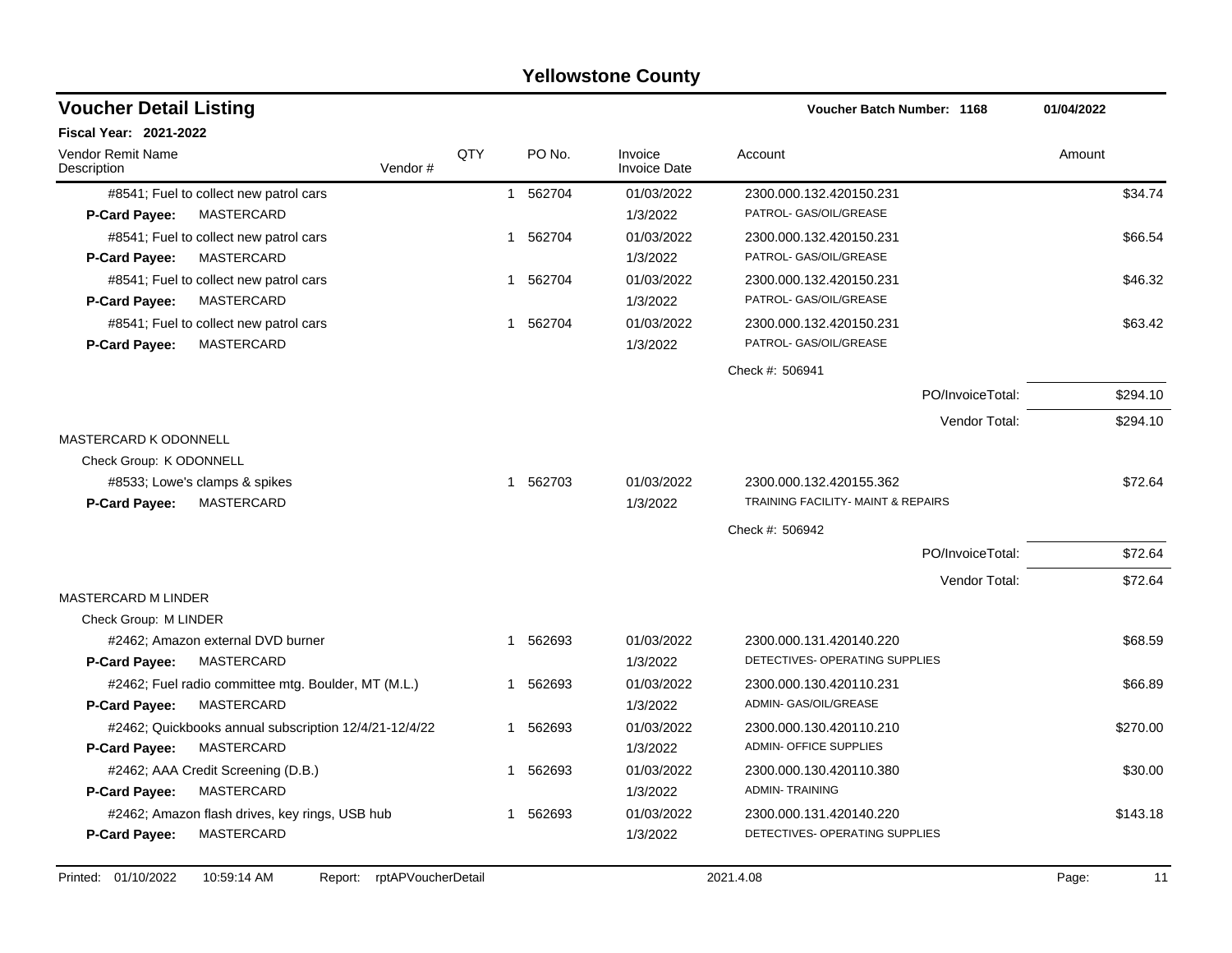# Yellowstone County

## Voucher Detail Listing

**Voucher Batch Number: 1168** — 01/04/2022

**Fiscal Year: 2021-2022**

| Vendor Remit Name / Description | Vendor # | QTY | PO No. | Invoice / Invoice Date | Account | Amount |
|---|---|---|---|---|---|---|
| #8541; Fuel to collect new patrol cars | | 1 | 562704 | 01/03/2022 | 2300.000.132.420150.231 | $34.74 |
| **P-Card Payee:** MASTERCARD | | | | 1/3/2022 | PATROL- GAS/OIL/GREASE | |
| #8541; Fuel to collect new patrol cars | | 1 | 562704 | 01/03/2022 | 2300.000.132.420150.231 | $66.54 |
| **P-Card Payee:** MASTERCARD | | | | 1/3/2022 | PATROL- GAS/OIL/GREASE | |
| #8541; Fuel to collect new patrol cars | | 1 | 562704 | 01/03/2022 | 2300.000.132.420150.231 | $46.32 |
| **P-Card Payee:** MASTERCARD | | | | 1/3/2022 | PATROL- GAS/OIL/GREASE | |
| #8541; Fuel to collect new patrol cars | | 1 | 562704 | 01/03/2022 | 2300.000.132.420150.231 | $63.42 |
| **P-Card Payee:** MASTERCARD | | | | 1/3/2022 | PATROL- GAS/OIL/GREASE | |
| | | | | | Check #: 506941 | |
| | | | | | PO/InvoiceTotal: | $294.10 |
| | | | | | Vendor Total: | $294.10 |
| MASTERCARD K ODONNELL | | | | | | |
| Check Group: K ODONNELL | | | | | | |
| #8533; Lowe's clamps & spikes | | 1 | 562703 | 01/03/2022 | 2300.000.132.420155.362 | $72.64 |
| **P-Card Payee:** MASTERCARD | | | | 1/3/2022 | TRAINING FACILITY- MAINT & REPAIRS | |
| | | | | | Check #: 506942 | |
| | | | | | PO/InvoiceTotal: | $72.64 |
| | | | | | Vendor Total: | $72.64 |
| MASTERCARD M LINDER | | | | | | |
| Check Group: M LINDER | | | | | | |
| #2462; Amazon external DVD burner | | 1 | 562693 | 01/03/2022 | 2300.000.131.420140.220 | $68.59 |
| **P-Card Payee:** MASTERCARD | | | | 1/3/2022 | DETECTIVES- OPERATING SUPPLIES | |
| #2462; Fuel radio committee mtg. Boulder, MT (M.L.) | | 1 | 562693 | 01/03/2022 | 2300.000.130.420110.231 | $66.89 |
| **P-Card Payee:** MASTERCARD | | | | 1/3/2022 | ADMIN- GAS/OIL/GREASE | |
| #2462; Quickbooks annual subscription 12/4/21-12/4/22 | | 1 | 562693 | 01/03/2022 | 2300.000.130.420110.210 | $270.00 |
| **P-Card Payee:** MASTERCARD | | | | 1/3/2022 | ADMIN- OFFICE SUPPLIES | |
| #2462; AAA Credit Screening (D.B.) | | 1 | 562693 | 01/03/2022 | 2300.000.130.420110.380 | $30.00 |
| **P-Card Payee:** MASTERCARD | | | | 1/3/2022 | ADMIN- TRAINING | |
| #2462; Amazon flash drives, key rings, USB hub | | 1 | 562693 | 01/03/2022 | 2300.000.131.420140.220 | $143.18 |
| **P-Card Payee:** MASTERCARD | | | | 1/3/2022 | DETECTIVES- OPERATING SUPPLIES | |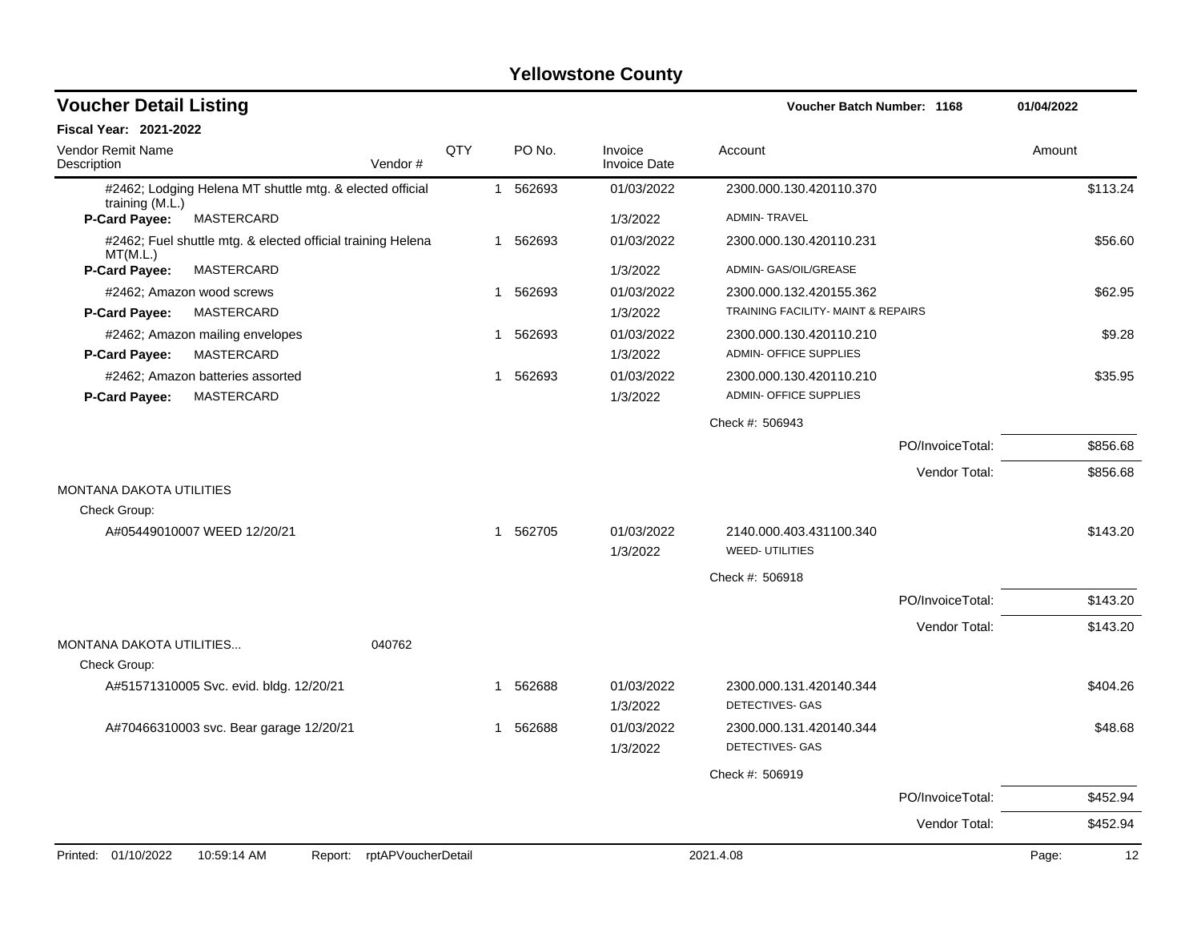# Yellowstone County

## Voucher Detail Listing

**Voucher Batch Number: 1168** | 01/04/2022

**Fiscal Year: 2021-2022**

| Vendor Remit Name / Description | Vendor # | QTY | PO No. | Invoice / Invoice Date | Account | Amount |
|---|---|---|---|---|---|---|
| #2462; Lodging Helena MT shuttle mtg. & elected official training (M.L.) | | 1 | 562693 | 01/03/2022 | 2300.000.130.420110.370 | $113.24 |
| **P-Card Payee:** MASTERCARD | | | | 1/3/2022 | ADMIN- TRAVEL | |
| #2462; Fuel shuttle mtg. & elected official training Helena MT(M.L.) | | 1 | 562693 | 01/03/2022 | 2300.000.130.420110.231 | $56.60 |
| **P-Card Payee:** MASTERCARD | | | | 1/3/2022 | ADMIN- GAS/OIL/GREASE | |
| #2462; Amazon wood screws | | 1 | 562693 | 01/03/2022 | 2300.000.132.420155.362 | $62.95 |
| **P-Card Payee:** MASTERCARD | | | | 1/3/2022 | TRAINING FACILITY- MAINT & REPAIRS | |
| #2462; Amazon mailing envelopes | | 1 | 562693 | 01/03/2022 | 2300.000.130.420110.210 | $9.28 |
| **P-Card Payee:** MASTERCARD | | | | 1/3/2022 | ADMIN- OFFICE SUPPLIES | |
| #2462; Amazon batteries assorted | | 1 | 562693 | 01/03/2022 | 2300.000.130.420110.210 | $35.95 |
| **P-Card Payee:** MASTERCARD | | | | 1/3/2022 | ADMIN- OFFICE SUPPLIES | |
| | | | | | Check #: 506943 | |
| | | | | | PO/InvoiceTotal: | $856.68 |
| | | | | | Vendor Total: | $856.68 |
| MONTANA DAKOTA UTILITIES | | | | | | |
| Check Group: | | | | | | |
| A#05449010007 WEED 12/20/21 | | 1 | 562705 | 01/03/2022 | 2140.000.403.431100.340 | $143.20 |
| | | | | 1/3/2022 | WEED- UTILITIES | |
| | | | | | Check #: 506918 | |
| | | | | | PO/InvoiceTotal: | $143.20 |
| | | | | | Vendor Total: | $143.20 |
| MONTANA DAKOTA UTILITIES... | 040762 | | | | | |
| Check Group: | | | | | | |
| A#51571310005 Svc. evid. bldg. 12/20/21 | | 1 | 562688 | 01/03/2022 | 2300.000.131.420140.344 | $404.26 |
| | | | | 1/3/2022 | DETECTIVES- GAS | |
| A#70466310003 svc. Bear garage 12/20/21 | | 1 | 562688 | 01/03/2022 | 2300.000.131.420140.344 | $48.68 |
| | | | | 1/3/2022 | DETECTIVES- GAS | |
| | | | | | Check #: 506919 | |
| | | | | | PO/InvoiceTotal: | $452.94 |
| | | | | | Vendor Total: | $452.94 |

Printed: 01/10/2022 10:59:14 AM Report: rptAPVoucherDetail 2021.4.08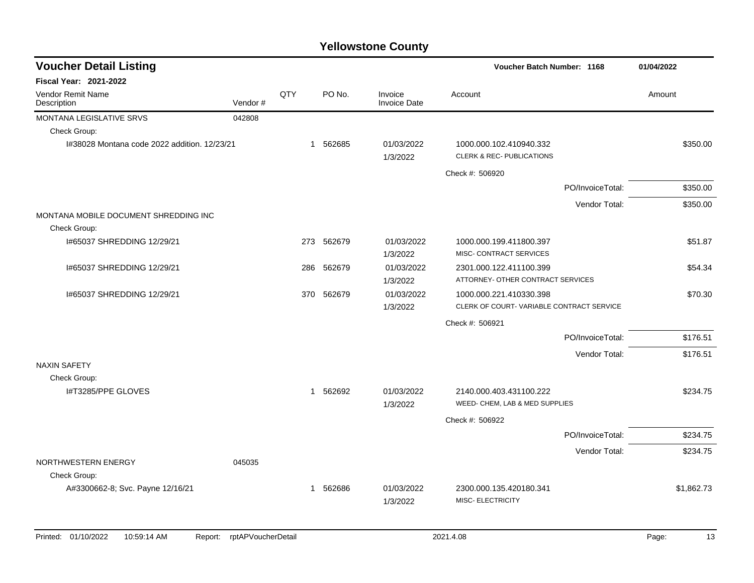# Yellowstone County

## Voucher Detail Listing

**Voucher Batch Number: 1168** | **01/04/2022**

**Fiscal Year: 2021-2022**

| Vendor Remit Name / Description | Vendor # | QTY | PO No. | Invoice / Invoice Date | Account | Amount |
|---|---|---|---|---|---|---|
| MONTANA LEGISLATIVE SRVS | 042808 | | | | | |
| Check Group: | | | | | | |
| I#38028 Montana code 2022 addition. 12/23/21 | | 1 | 562685 | 01/03/2022 / 1/3/2022 | 1000.000.102.410940.332 CLERK & REC- PUBLICATIONS | $350.00 |
| | | | | | Check #: 506920 | |
| | | | | | PO/InvoiceTotal: | $350.00 |
| | | | | | Vendor Total: | $350.00 |
| MONTANA MOBILE DOCUMENT SHREDDING INC | | | | | | |
| Check Group: | | | | | | |
| I#65037 SHREDDING 12/29/21 | | 273 | 562679 | 01/03/2022 / 1/3/2022 | 1000.000.199.411800.397 MISC- CONTRACT SERVICES | $51.87 |
| I#65037 SHREDDING 12/29/21 | | 286 | 562679 | 01/03/2022 / 1/3/2022 | 2301.000.122.411100.399 ATTORNEY- OTHER CONTRACT SERVICES | $54.34 |
| I#65037 SHREDDING 12/29/21 | | 370 | 562679 | 01/03/2022 / 1/3/2022 | 1000.000.221.410330.398 CLERK OF COURT- VARIABLE CONTRACT SERVICE | $70.30 |
| | | | | | Check #: 506921 | |
| | | | | | PO/InvoiceTotal: | $176.51 |
| | | | | | Vendor Total: | $176.51 |
| NAXIN SAFETY | | | | | | |
| Check Group: | | | | | | |
| I#T3285/PPE GLOVES | | 1 | 562692 | 01/03/2022 / 1/3/2022 | 2140.000.403.431100.222 WEED- CHEM, LAB & MED SUPPLIES | $234.75 |
| | | | | | Check #: 506922 | |
| | | | | | PO/InvoiceTotal: | $234.75 |
| | | | | | Vendor Total: | $234.75 |
| NORTHWESTERN ENERGY | 045035 | | | | | |
| Check Group: | | | | | | |
| A#3300662-8; Svc. Payne 12/16/21 | | 1 | 562686 | 01/03/2022 / 1/3/2022 | 2300.000.135.420180.341 MISC- ELECTRICITY | $1,862.73 |

Printed: 01/10/2022 10:59:14 AM Report: rptAPVoucherDetail 2021.4.08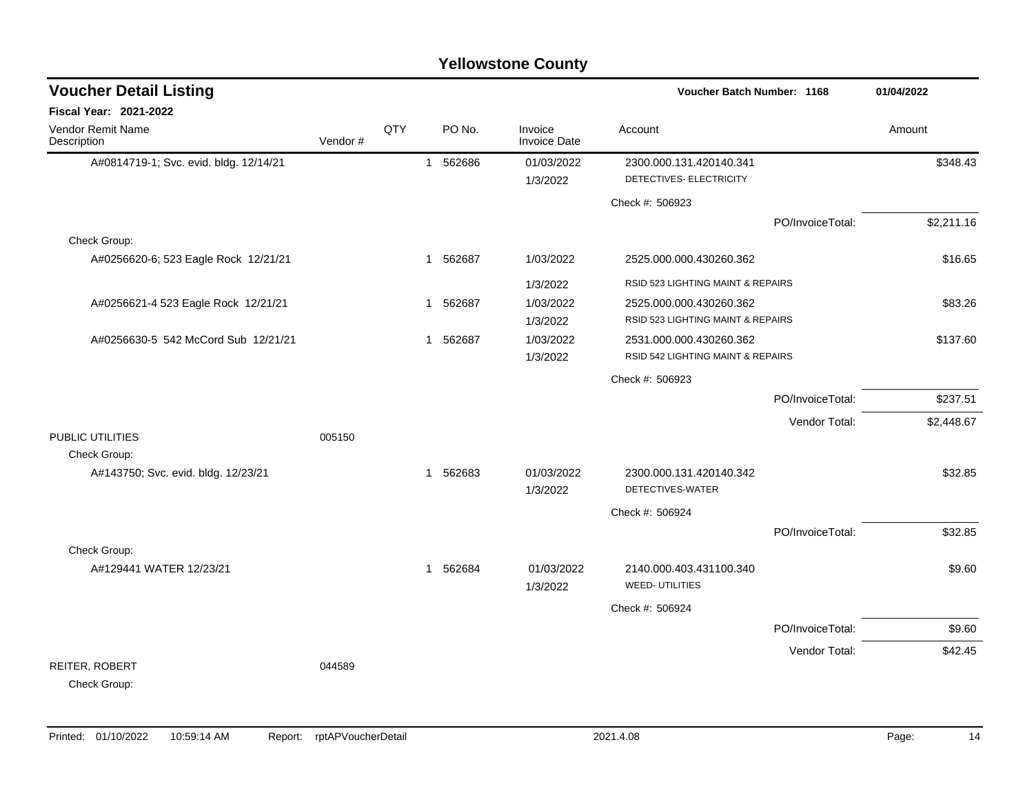# Yellowstone County

## Voucher Detail Listing

**Voucher Batch Number: 1168** — 01/04/2022

**Fiscal Year: 2021-2022**

| Vendor Remit Name / Description | Vendor # | QTY | PO No. | Invoice / Invoice Date | Account | Amount |
|---|---|---|---|---|---|---|
| A#0814719-1; Svc. evid. bldg. 12/14/21 | | 1 | 562686 | 01/03/2022 / 1/3/2022 | 2300.000.131.420140.341 DETECTIVES- ELECTRICITY | $348.43 |
| | | | | | Check #: 506923 | |
| | | | | | PO/InvoiceTotal: | $2,211.16 |
| Check Group: | | | | | | |
| A#0256620-6; 523 Eagle Rock 12/21/21 | | 1 | 562687 | 1/03/2022 / 1/3/2022 | 2525.000.000.430260.362 RSID 523 LIGHTING MAINT & REPAIRS | $16.65 |
| A#0256621-4 523 Eagle Rock 12/21/21 | | 1 | 562687 | 1/03/2022 / 1/3/2022 | 2525.000.000.430260.362 RSID 523 LIGHTING MAINT & REPAIRS | $83.26 |
| A#0256630-5 542 McCord Sub 12/21/21 | | 1 | 562687 | 1/03/2022 / 1/3/2022 | 2531.000.000.430260.362 RSID 542 LIGHTING MAINT & REPAIRS | $137.60 |
| | | | | | Check #: 506923 | |
| | | | | | PO/InvoiceTotal: | $237.51 |
| | | | | | Vendor Total: | $2,448.67 |
| PUBLIC UTILITIES | 005150 | | | | | |
| Check Group: | | | | | | |
| A#143750; Svc. evid. bldg. 12/23/21 | | 1 | 562683 | 01/03/2022 / 1/3/2022 | 2300.000.131.420140.342 DETECTIVES-WATER | $32.85 |
| | | | | | Check #: 506924 | |
| | | | | | PO/InvoiceTotal: | $32.85 |
| Check Group: | | | | | | |
| A#129441 WATER 12/23/21 | | 1 | 562684 | 01/03/2022 / 1/3/2022 | 2140.000.403.431100.340 WEED- UTILITIES | $9.60 |
| | | | | | Check #: 506924 | |
| | | | | | PO/InvoiceTotal: | $9.60 |
| | | | | | Vendor Total: | $42.45 |
| REITER, ROBERT | 044589 | | | | | |
| Check Group: | | | | | | |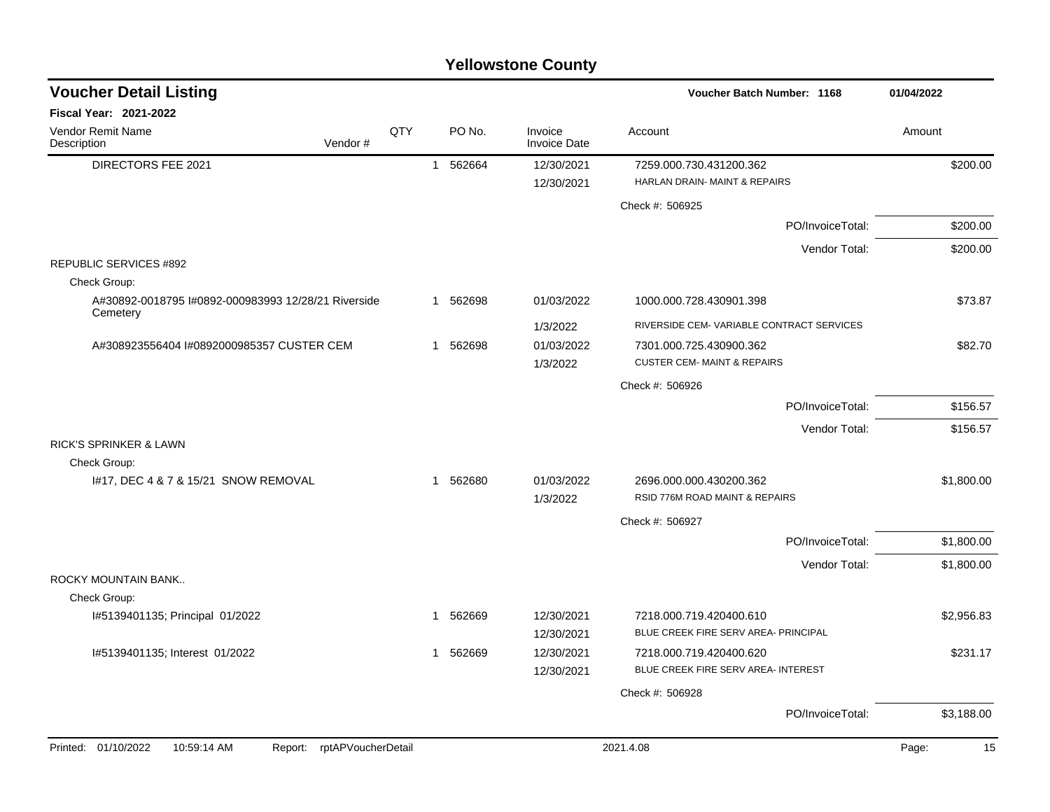# Yellowstone County

## Voucher Detail Listing

**Voucher Batch Number: 1168** — 01/04/2022

**Fiscal Year: 2021-2022**

| Vendor Remit Name / Description | Vendor # | QTY | PO No. | Invoice / Invoice Date | Account | Amount |
|---|---|---|---|---|---|---|
| DIRECTORS FEE 2021 | | 1 | 562664 | 12/30/2021 | 7259.000.730.431200.362 | $200.00 |
| | | | | 12/30/2021 | HARLAN DRAIN- MAINT & REPAIRS | |
| | | | | | Check #: 506925 | |
| | | | | | PO/InvoiceTotal: | $200.00 |
| | | | | | Vendor Total: | $200.00 |
| REPUBLIC SERVICES #892 | | | | | | |
| Check Group: | | | | | | |
| A#30892-0018795 I#0892-000983993 12/28/21 Riverside Cemetery | | 1 | 562698 | 01/03/2022 | 1000.000.728.430901.398 | $73.87 |
| | | | | 1/3/2022 | RIVERSIDE CEM- VARIABLE CONTRACT SERVICES | |
| A#308923556404 I#0892000985357 CUSTER CEM | | 1 | 562698 | 01/03/2022 | 7301.000.725.430900.362 | $82.70 |
| | | | | 1/3/2022 | CUSTER CEM- MAINT & REPAIRS | |
| | | | | | Check #: 506926 | |
| | | | | | PO/InvoiceTotal: | $156.57 |
| | | | | | Vendor Total: | $156.57 |
| RICK'S SPRINKER & LAWN | | | | | | |
| Check Group: | | | | | | |
| I#17, DEC 4 & 7 & 15/21 SNOW REMOVAL | | 1 | 562680 | 01/03/2022 | 2696.000.000.430200.362 | $1,800.00 |
| | | | | 1/3/2022 | RSID 776M ROAD MAINT & REPAIRS | |
| | | | | | Check #: 506927 | |
| | | | | | PO/InvoiceTotal: | $1,800.00 |
| | | | | | Vendor Total: | $1,800.00 |
| ROCKY MOUNTAIN BANK.. | | | | | | |
| Check Group: | | | | | | |
| I#5139401135; Principal 01/2022 | | 1 | 562669 | 12/30/2021 | 7218.000.719.420400.610 | $2,956.83 |
| | | | | 12/30/2021 | BLUE CREEK FIRE SERV AREA- PRINCIPAL | |
| I#5139401135; Interest 01/2022 | | 1 | 562669 | 12/30/2021 | 7218.000.719.420400.620 | $231.17 |
| | | | | 12/30/2021 | BLUE CREEK FIRE SERV AREA- INTEREST | |
| | | | | | Check #: 506928 | |
| | | | | | PO/InvoiceTotal: | $3,188.00 |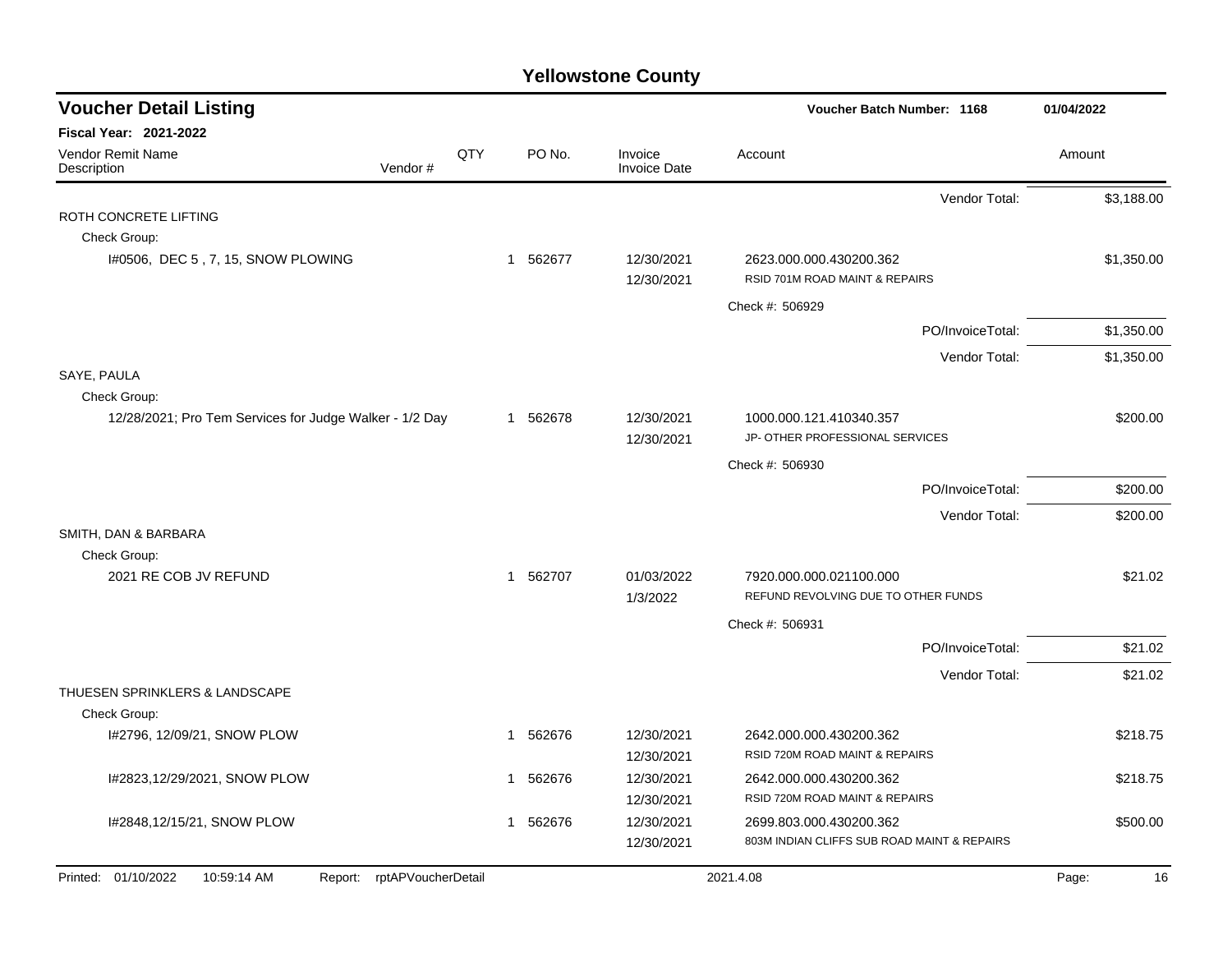# Yellowstone County

## Voucher Detail Listing

**Voucher Batch Number: 1168** — 01/04/2022

**Fiscal Year: 2021-2022**

| Vendor Remit Name / Description | Vendor # | QTY | PO No. | Invoice / Invoice Date | Account | Amount |
|---|---|---|---|---|---|---|
| | | | | | Vendor Total: | $3,188.00 |
| ROTH CONCRETE LIFTING | | | | | | |
| Check Group: | | | | | | |
| I#0506, DEC 5 , 7, 15, SNOW PLOWING | | 1 | 562677 | 12/30/2021<br>12/30/2021 | 2623.000.000.430200.362<br>RSID 701M ROAD MAINT & REPAIRS | $1,350.00 |
| | | | | | Check #: 506929 | |
| | | | | | PO/InvoiceTotal: | $1,350.00 |
| | | | | | Vendor Total: | $1,350.00 |
| SAYE, PAULA | | | | | | |
| Check Group: | | | | | | |
| 12/28/2021; Pro Tem Services for Judge Walker - 1/2 Day | | 1 | 562678 | 12/30/2021<br>12/30/2021 | 1000.000.121.410340.357<br>JP- OTHER PROFESSIONAL SERVICES | $200.00 |
| | | | | | Check #: 506930 | |
| | | | | | PO/InvoiceTotal: | $200.00 |
| | | | | | Vendor Total: | $200.00 |
| SMITH, DAN & BARBARA | | | | | | |
| Check Group: | | | | | | |
| 2021 RE COB JV REFUND | | 1 | 562707 | 01/03/2022<br>1/3/2022 | 7920.000.000.021100.000<br>REFUND REVOLVING DUE TO OTHER FUNDS | $21.02 |
| | | | | | Check #: 506931 | |
| | | | | | PO/InvoiceTotal: | $21.02 |
| | | | | | Vendor Total: | $21.02 |
| THUESEN SPRINKLERS & LANDSCAPE | | | | | | |
| Check Group: | | | | | | |
| I#2796, 12/09/21, SNOW PLOW | | 1 | 562676 | 12/30/2021<br>12/30/2021 | 2642.000.000.430200.362<br>RSID 720M ROAD MAINT & REPAIRS | $218.75 |
| I#2823,12/29/2021, SNOW PLOW | | 1 | 562676 | 12/30/2021<br>12/30/2021 | 2642.000.000.430200.362<br>RSID 720M ROAD MAINT & REPAIRS | $218.75 |
| I#2848,12/15/21, SNOW PLOW | | 1 | 562676 | 12/30/2021<br>12/30/2021 | 2699.803.000.430200.362<br>803M INDIAN CLIFFS SUB ROAD MAINT & REPAIRS | $500.00 |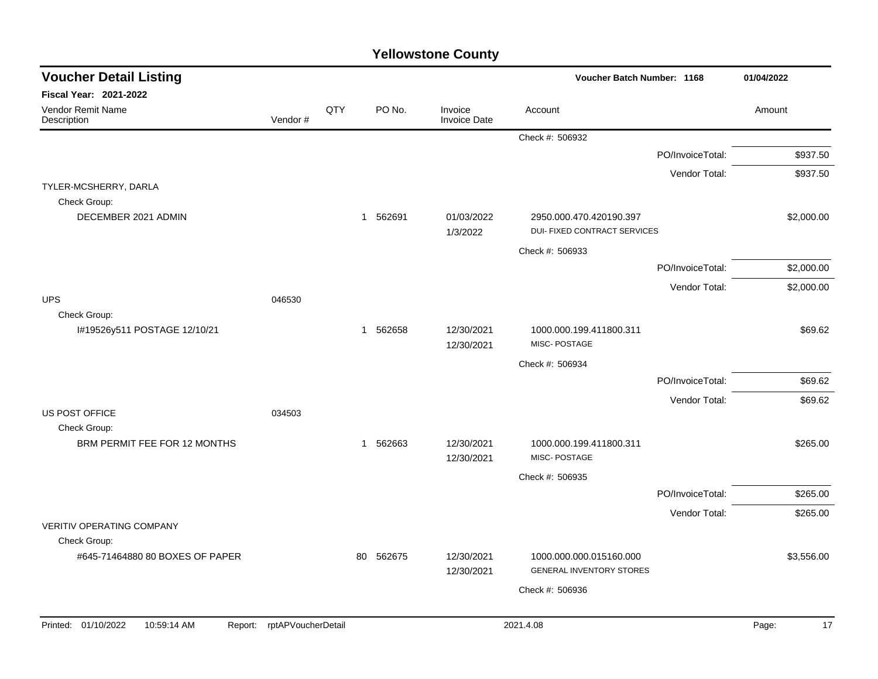# Yellowstone County

## Voucher Detail Listing

**Voucher Batch Number: 1168** 01/04/2022

**Fiscal Year: 2021-2022**

| Vendor Remit Name / Description | Vendor # | QTY | PO No. | Invoice / Invoice Date | Account | Amount |
|---|---|---|---|---|---|---|
| | | | | | Check #: 506932 | |
| | | | | | PO/InvoiceTotal: | $937.50 |
| | | | | | Vendor Total: | $937.50 |
| TYLER-MCSHERRY, DARLA | | | | | | |
| Check Group: | | | | | | |
| DECEMBER 2021 ADMIN | | 1 | 562691 | 01/03/2022<br>1/3/2022 | 2950.000.470.420190.397<br>DUI- FIXED CONTRACT SERVICES | $2,000.00 |
| | | | | | Check #: 506933 | |
| | | | | | PO/InvoiceTotal: | $2,000.00 |
| | | | | | Vendor Total: | $2,000.00 |
| UPS | 046530 | | | | | |
| Check Group: | | | | | | |
| I#19526y511 POSTAGE 12/10/21 | | 1 | 562658 | 12/30/2021<br>12/30/2021 | 1000.000.199.411800.311<br>MISC- POSTAGE | $69.62 |
| | | | | | Check #: 506934 | |
| | | | | | PO/InvoiceTotal: | $69.62 |
| | | | | | Vendor Total: | $69.62 |
| US POST OFFICE | 034503 | | | | | |
| Check Group: | | | | | | |
| BRM PERMIT FEE FOR 12 MONTHS | | 1 | 562663 | 12/30/2021<br>12/30/2021 | 1000.000.199.411800.311<br>MISC- POSTAGE | $265.00 |
| | | | | | Check #: 506935 | |
| | | | | | PO/InvoiceTotal: | $265.00 |
| | | | | | Vendor Total: | $265.00 |
| VERITIV OPERATING COMPANY | | | | | | |
| Check Group: | | | | | | |
| #645-71464880 80 BOXES OF PAPER | | 80 | 562675 | 12/30/2021<br>12/30/2021 | 1000.000.000.015160.000<br>GENERAL INVENTORY STORES | $3,556.00 |
| | | | | | Check #: 506936 | |

Printed: 01/10/2022 10:59:14 AM Report: rptAPVoucherDetail 2021.4.08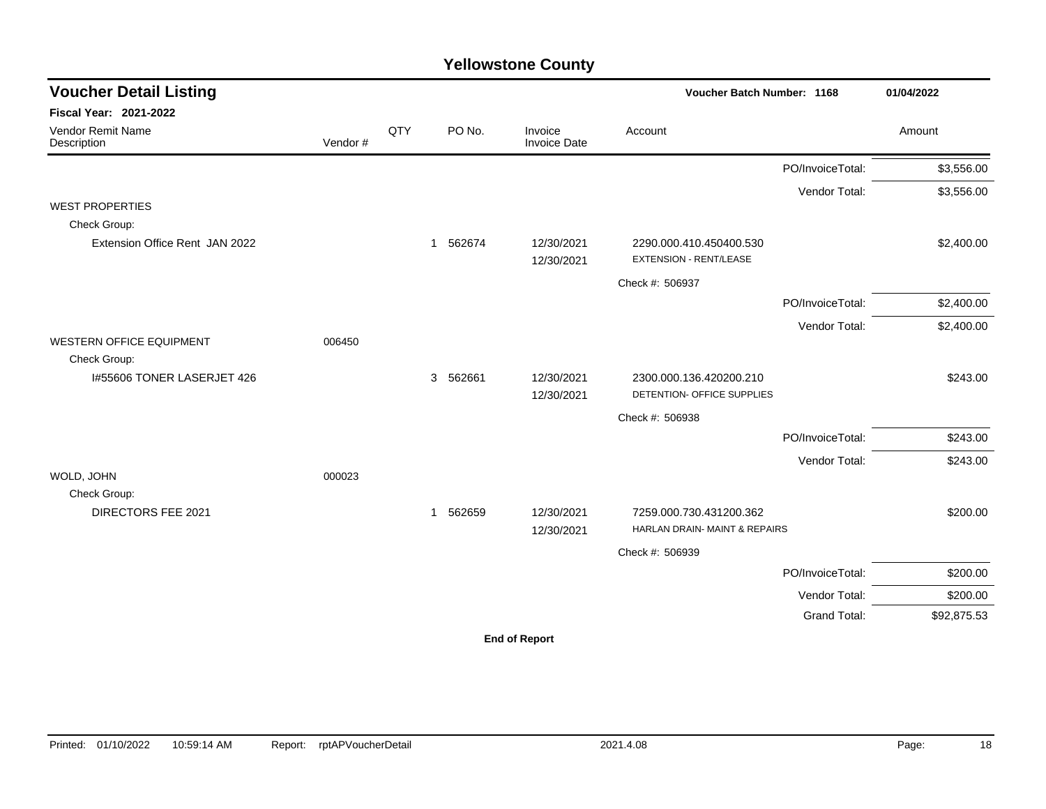# Yellowstone County

## Voucher Detail Listing

Voucher Batch Number: 1168 — 01/04/2022

**Fiscal Year: 2021-2022**

| Vendor Remit Name / Description | Vendor # | QTY | PO No. | Invoice / Invoice Date | Account | | Amount |
|---|---|---|---|---|---|---|---|
| | | | | | | PO/InvoiceTotal: | $3,556.00 |
| | | | | | | Vendor Total: | $3,556.00 |
| WEST PROPERTIES | | | | | | | |
| Check Group: | | | | | | | |
| Extension Office Rent JAN 2022 | | 1 | 562674 | 12/30/2021 | 2290.000.410.450400.530 | | $2,400.00 |
| | | | | 12/30/2021 | EXTENSION - RENT/LEASE | | |
| | | | | | Check #: 506937 | | |
| | | | | | | PO/InvoiceTotal: | $2,400.00 |
| | | | | | | Vendor Total: | $2,400.00 |
| WESTERN OFFICE EQUIPMENT | 006450 | | | | | | |
| Check Group: | | | | | | | |
| I#55606 TONER LASERJET 426 | | 3 | 562661 | 12/30/2021 | 2300.000.136.420200.210 | | $243.00 |
| | | | | 12/30/2021 | DETENTION- OFFICE SUPPLIES | | |
| | | | | | Check #: 506938 | | |
| | | | | | | PO/InvoiceTotal: | $243.00 |
| | | | | | | Vendor Total: | $243.00 |
| WOLD, JOHN | 000023 | | | | | | |
| Check Group: | | | | | | | |
| DIRECTORS FEE 2021 | | 1 | 562659 | 12/30/2021 | 7259.000.730.431200.362 | | $200.00 |
| | | | | 12/30/2021 | HARLAN DRAIN- MAINT & REPAIRS | | |
| | | | | | Check #: 506939 | | |
| | | | | | | PO/InvoiceTotal: | $200.00 |
| | | | | | | Vendor Total: | $200.00 |
| | | | | | | Grand Total: | $92,875.53 |

**End of Report**

Printed: 01/10/2022 10:59:14 AM Report: rptAPVoucherDetail 2021.4.08